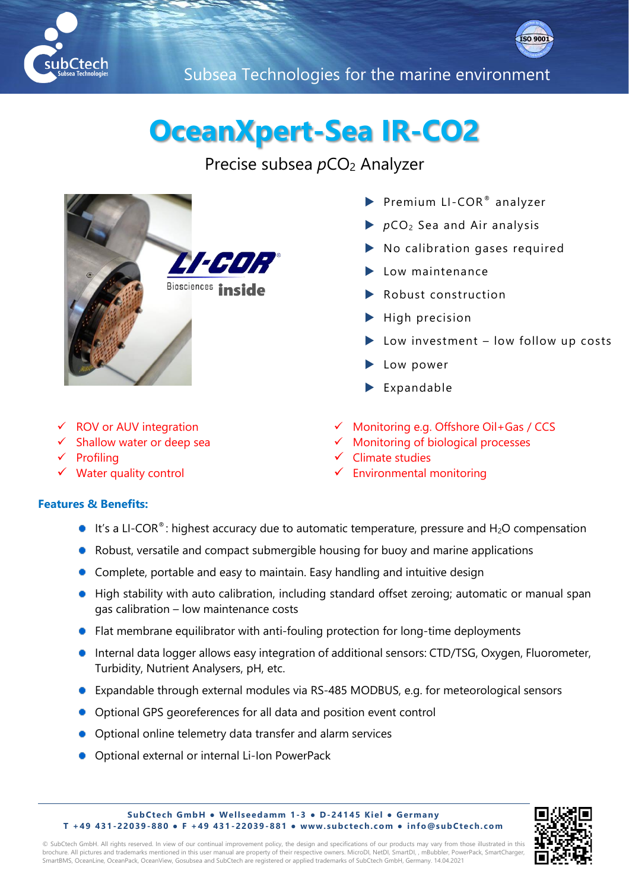Subsea Technologies for the marine environment

# OceanXpert-Sea IR-CO2

Precise subsea $pCO_2$ Analyzer

- Premium LI-COR® analyzer
- $pCO_2$ Sea and Air analysis
- No calibration gases required
- Low maintenance
- Robust construction
- High precision
- Low investment – low follow up costs
- Low power
- Expandable

- ✓ ROV or AUV integration
- ✓ Shallow water or deep sea
- ✓ Profiling
- ✓ Water quality control
- ✓ Monitoring e.g. Offshore Oil+Gas / CCS
- ✓ Monitoring of biological processes
- ✓ Climate studies
- ✓ Environmental monitoring

### Features & Benefits:

- It's a LI-COR®: highest accuracy due to automatic temperature, pressure and $H_2O$ compensation
- Robust, versatile and compact submergible housing for buoy and marine applications
- Complete, portable and easy to maintain. Easy handling and intuitive design
- High stability with auto calibration, including standard offset zeroing; automatic or manual span gas calibration – low maintenance costs
- Flat membrane equilibrator with anti-fouling protection for long-time deployments
- Internal data logger allows easy integration of additional sensors: CTD/TSG, Oxygen, Fluorometer, Turbidity, Nutrient Analysers, pH, etc.
- Expandable through external modules via RS-485 MODBUS, e.g. for meteorological sensors
- Optional GPS georeferences for all data and position event control
- Optional online telemetry data transfer and alarm services
- Optional external or internal Li-Ion PowerPack

**SubCtech GmbH • Wellseedamm 1-3 • D-24145 Kiel • Germany**
**T +49 431-22039-880 • F +49 431-22039-881 • www.subctech.com • info@subCtech.com**

© SubCtech GmbH. All rights reserved. In view of our continual improvement policy, the design and specifications of our products may vary from those illustrated in this brochure. All pictures and trademarks mentioned in this user manual are property of their respective owners. MicroDI, NetDI, SmartDI, , mBubbler, PowerPack, SmartCharger, SmartBMS, OceanLine, OceanPack, OceanView, Gosubsea and SubCtech are registered or applied trademarks of SubCtech GmbH, Germany. 14.04.2021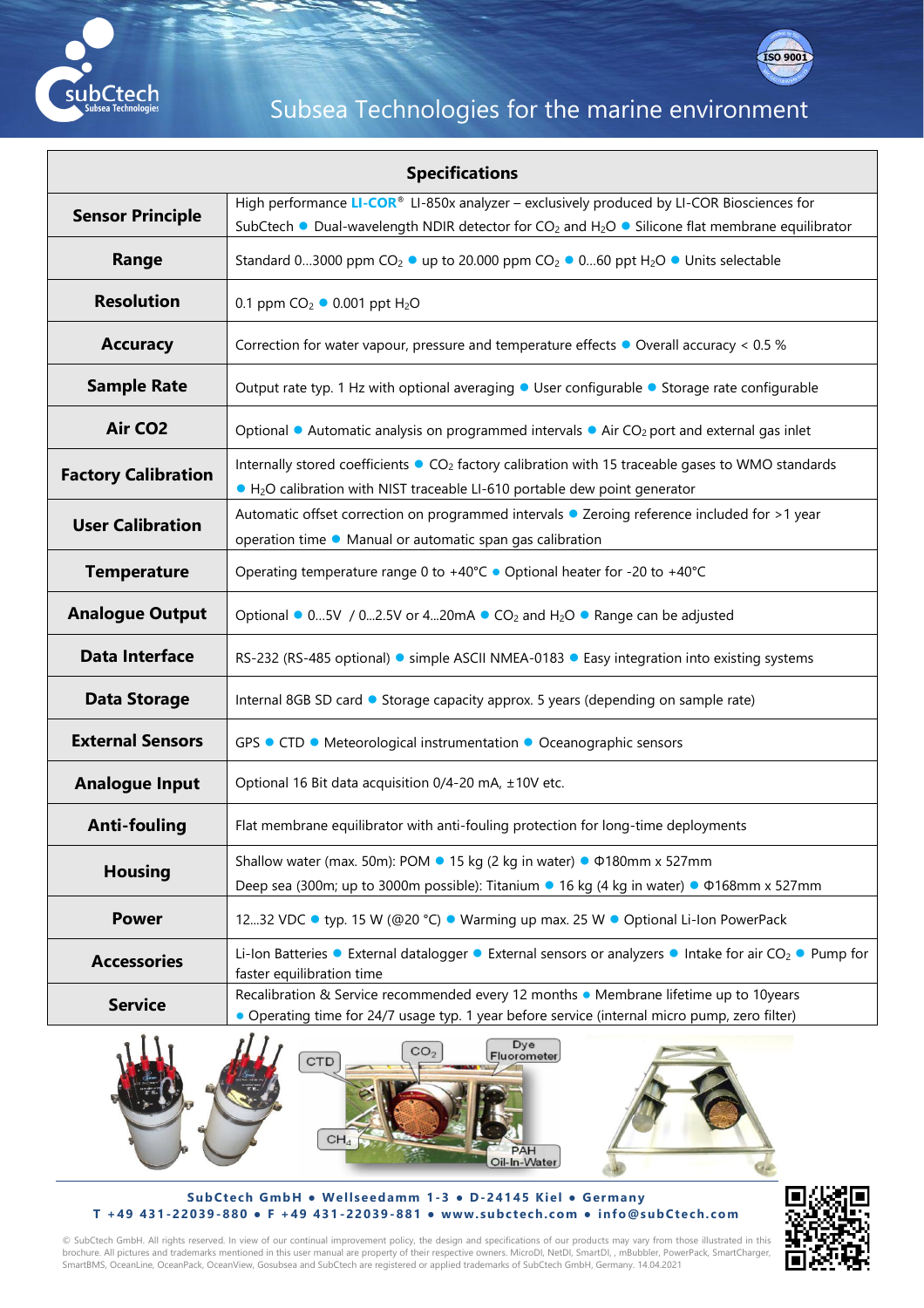Subsea Technologies for the marine environment

| Specifications | |
|---|---|
| **Sensor Principle** | High performance **LI-COR**® LI-850x analyzer – exclusively produced by LI-COR Biosciences for SubCtech ● Dual-wavelength NDIR detector for $CO_2$ and $H_2O$ ● Silicone flat membrane equilibrator |
| **Range** | Standard 0…3000 ppm $CO_2$ ● up to 20.000 ppm $CO_2$ ● 0…60 ppt $H_2O$ ● Units selectable |
| **Resolution** | 0.1 ppm $CO_2$ ● 0.001 ppt $H_2O$ |
| **Accuracy** | Correction for water vapour, pressure and temperature effects ● Overall accuracy < 0.5 % |
| **Sample Rate** | Output rate typ. 1 Hz with optional averaging ● User configurable ● Storage rate configurable |
| **Air CO2** | Optional ● Automatic analysis on programmed intervals ● Air $CO_2$ port and external gas inlet |
| **Factory Calibration** | Internally stored coefficients ● $CO_2$ factory calibration with 15 traceable gases to WMO standards ● $H_2O$ calibration with NIST traceable LI-610 portable dew point generator |
| **User Calibration** | Automatic offset correction on programmed intervals ● Zeroing reference included for >1 year operation time ● Manual or automatic span gas calibration |
| **Temperature** | Operating temperature range 0 to +40°C ● Optional heater for -20 to +40°C |
| **Analogue Output** | Optional ● 0…5V / 0…2.5V or 4…20mA ● $CO_2$ and $H_2O$ ● Range can be adjusted |
| **Data Interface** | RS-232 (RS-485 optional) ● simple ASCII NMEA-0183 ● Easy integration into existing systems |
| **Data Storage** | Internal 8GB SD card ● Storage capacity approx. 5 years (depending on sample rate) |
| **External Sensors** | GPS ● CTD ● Meteorological instrumentation ● Oceanographic sensors |
| **Analogue Input** | Optional 16 Bit data acquisition 0/4-20 mA, ±10V etc. |
| **Anti-fouling** | Flat membrane equilibrator with anti-fouling protection for long-time deployments |
| **Housing** | Shallow water (max. 50m): POM ● 15 kg (2 kg in water) ● Φ180mm x 527mm<br>Deep sea (300m; up to 3000m possible): Titanium ● 16 kg (4 kg in water) ● Φ168mm x 527mm |
| **Power** | 12…32 VDC ● typ. 15 W (@20 °C) ● Warming up max. 25 W ● Optional Li-Ion PowerPack |
| **Accessories** | Li-Ion Batteries ● External datalogger ● External sensors or analyzers ● Intake for air $CO_2$ ● Pump for faster equilibration time |
| **Service** | Recalibration & Service recommended every 12 months ● Membrane lifetime up to 10years ● Operating time for 24/7 usage typ. 1 year before service (internal micro pump, zero filter) |

CTD
$CO_2$
Dye Fluorometer
$CH_4$
PAH Oil-In-Water

**SubCtech GmbH ● Wellseedamm 1-3 ● D-24145 Kiel ● Germany**
**T +49 431-22039-880 ● F +49 431-22039-881 ● www.subctech.com ● info@subCtech.com**

© SubCtech GmbH. All rights reserved. In view of our continual improvement policy, the design and specifications of our products may vary from those illustrated in this brochure. All pictures and trademarks mentioned in this user manual are property of their respective owners. MicroDI, NetDI, SmartDI, , mBubbler, PowerPack, SmartCharger, SmartBMS, OceanLine, OceanPack, OceanView, Gosubsea and SubCtech are registered or applied trademarks of SubCtech GmbH, Germany. 14.04.2021